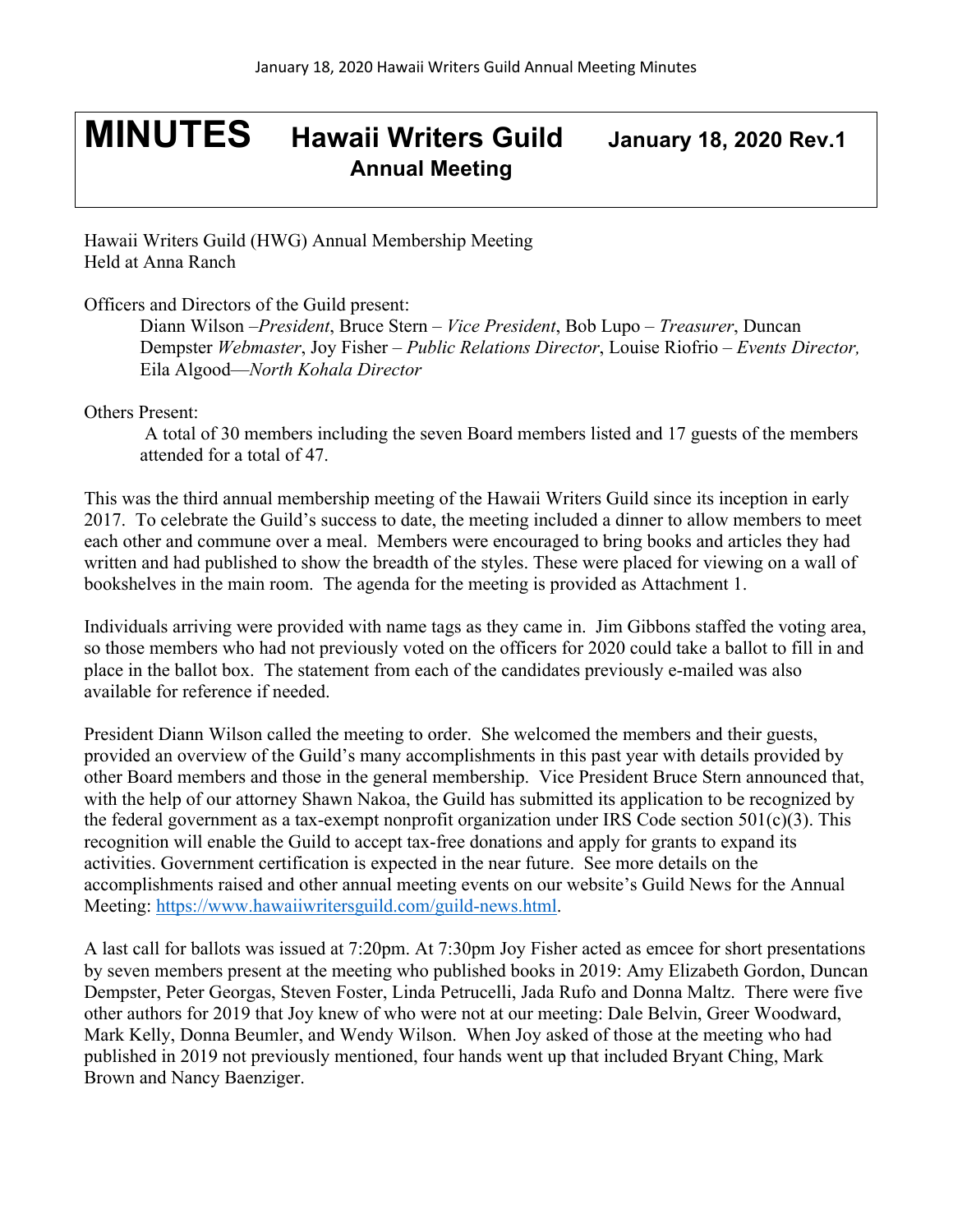# MINUTES Hawaii Writers Guild Annual Meeting January 18, 2020 Rev.1

Hawaii Writers Guild (HWG) Annual Membership Meeting
Held at Anna Ranch

Officers and Directors of the Guild present:

> Diann Wilson –*President*, Bruce Stern – *Vice President*, Bob Lupo – *Treasurer*, Duncan Dempster *Webmaster*, Joy Fisher – *Public Relations Director*, Louise Riofrio – *Events Director,* Eila Algood—*North Kohala Director*

Others Present:

> A total of 30 members including the seven Board members listed and 17 guests of the members attended for a total of 47.

This was the third annual membership meeting of the Hawaii Writers Guild since its inception in early 2017. To celebrate the Guild's success to date, the meeting included a dinner to allow members to meet each other and commune over a meal. Members were encouraged to bring books and articles they had written and had published to show the breadth of the styles. These were placed for viewing on a wall of bookshelves in the main room. The agenda for the meeting is provided as Attachment 1.

Individuals arriving were provided with name tags as they came in. Jim Gibbons staffed the voting area, so those members who had not previously voted on the officers for 2020 could take a ballot to fill in and place in the ballot box. The statement from each of the candidates previously e-mailed was also available for reference if needed.

President Diann Wilson called the meeting to order. She welcomed the members and their guests, provided an overview of the Guild's many accomplishments in this past year with details provided by other Board members and those in the general membership. Vice President Bruce Stern announced that, with the help of our attorney Shawn Nakoa, the Guild has submitted its application to be recognized by the federal government as a tax-exempt nonprofit organization under IRS Code section 501(c)(3). This recognition will enable the Guild to accept tax-free donations and apply for grants to expand its activities. Government certification is expected in the near future. See more details on the accomplishments raised and other annual meeting events on our website's Guild News for the Annual Meeting: https://www.hawaiiwritersguild.com/guild-news.html.

A last call for ballots was issued at 7:20pm. At 7:30pm Joy Fisher acted as emcee for short presentations by seven members present at the meeting who published books in 2019: Amy Elizabeth Gordon, Duncan Dempster, Peter Georgas, Steven Foster, Linda Petrucelli, Jada Rufo and Donna Maltz. There were five other authors for 2019 that Joy knew of who were not at our meeting: Dale Belvin, Greer Woodward, Mark Kelly, Donna Beumler, and Wendy Wilson. When Joy asked of those at the meeting who had published in 2019 not previously mentioned, four hands went up that included Bryant Ching, Mark Brown and Nancy Baenziger.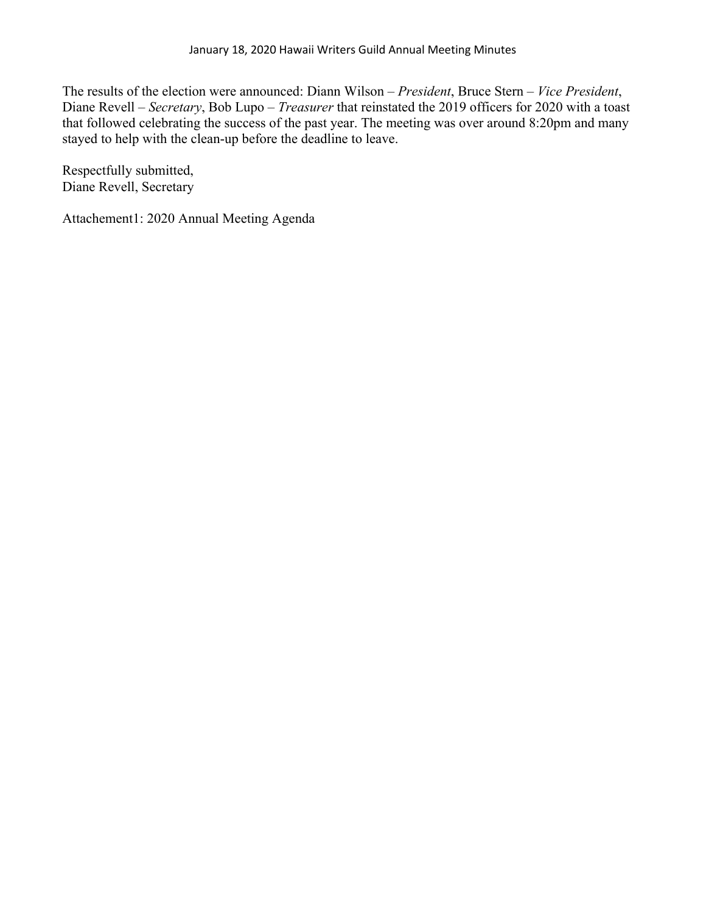The results of the election were announced: Diann Wilson – *President*, Bruce Stern – *Vice President*, Diane Revell – *Secretary*, Bob Lupo – *Treasurer* that reinstated the 2019 officers for 2020 with a toast that followed celebrating the success of the past year. The meeting was over around 8:20pm and many stayed to help with the clean-up before the deadline to leave.

Respectfully submitted,
Diane Revell, Secretary

Attachement1: 2020 Annual Meeting Agenda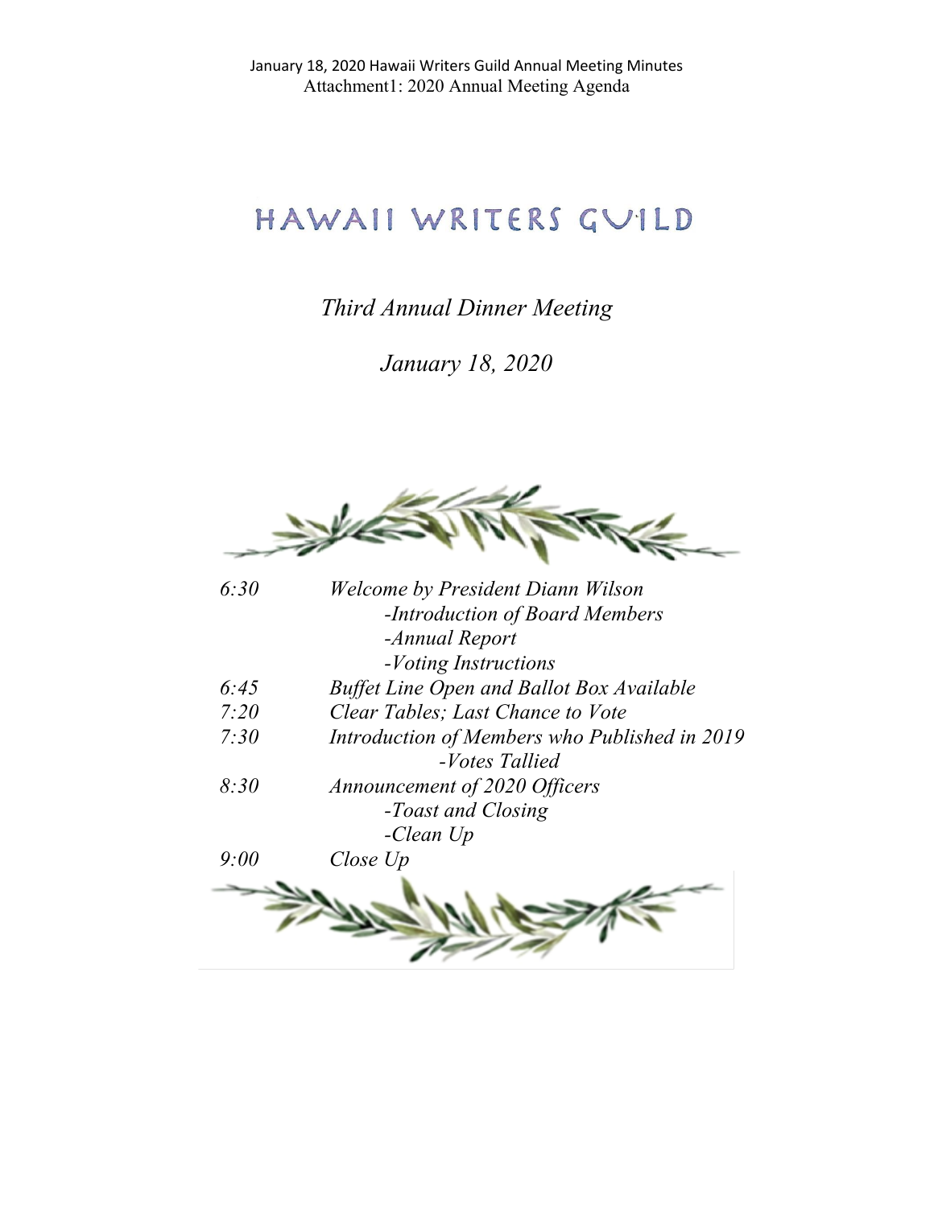January 18, 2020 Hawaii Writers Guild Annual Meeting Minutes
Attachment1: 2020 Annual Meeting Agenda

# HAWAII WRITERS GUILD

*Third Annual Dinner Meeting*

*January 18, 2020*

| | |
|---|---|
| *6:30* | *Welcome by President Diann Wilson* |
| | *-Introduction of Board Members* |
| | *-Annual Report* |
| | *-Voting Instructions* |
| *6:45* | *Buffet Line Open and Ballot Box Available* |
| *7:20* | *Clear Tables; Last Chance to Vote* |
| *7:30* | *Introduction of Members who Published in 2019* |
| | *-Votes Tallied* |
| *8:30* | *Announcement of 2020 Officers* |
| | *-Toast and Closing* |
| | *-Clean Up* |
| *9:00* | *Close Up* |